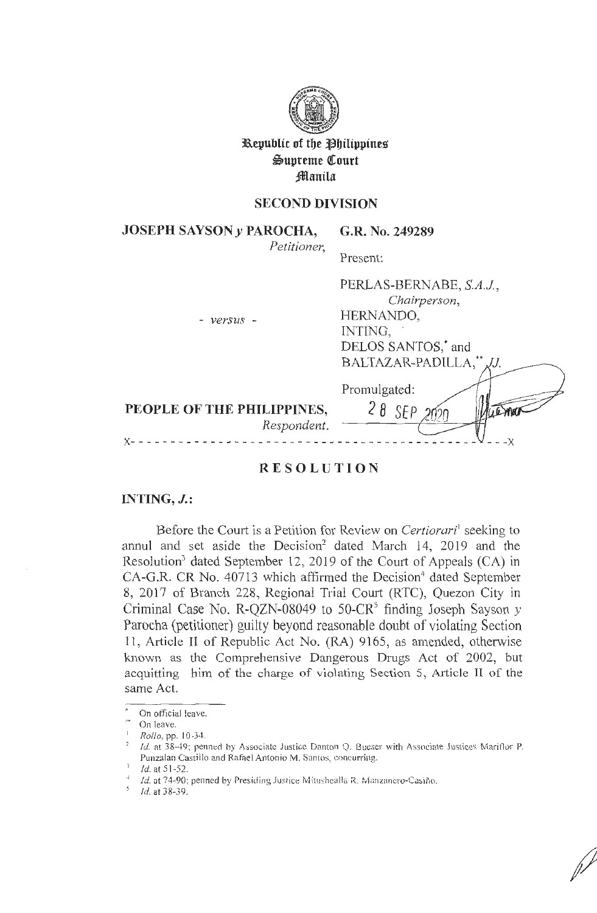# Republic of the Philippines
# Supreme Court
# Manila

## SECOND DIVISION

**JOSEPH SAYSON *y* PAROCHA,**
*Petitioner,*

**G.R. No. 249289**

Present:

- *versus* -

PERLAS-BERNABE, *S.A.J.,*
*Chairperson,*
HERNANDO,
INTING,
DELOS SANTOS,* and
BALTAZAR-PADILLA,** *JJ.*

**PEOPLE OF THE PHILIPPINES,**
*Respondent.*

Promulgated:
28 SEP 2020

x- - - - - - - - - - - - - - - - - - - - - - - - - - - - - - - - - - - - - - - - - - - - - - -x

## RESOLUTION

**INTING, *J.*:**

Before the Court is a Petition for Review on *Certiorari*[1] seeking to annul and set aside the Decision[2] dated March 14, 2019 and the Resolution[3] dated September 12, 2019 of the Court of Appeals (CA) in CA-G.R. CR No. 40713 which affirmed the Decision[4] dated September 8, 2017 of Branch 228, Regional Trial Court (RTC), Quezon City in Criminal Case No. R-QZN-08049 to 50-CR[5] finding Joseph Sayson *y* Parocha (petitioner) guilty beyond reasonable doubt of violating Section 11, Article II of Republic Act No. (RA) 9165, as amended, otherwise known as the Comprehensive Dangerous Drugs Act of 2002, but acquitting him of the charge of violating Section 5, Article II of the same Act.

---

\* On official leave.

\*\* On leave.

[1] *Rollo*, pp. 10-34.

[2] *Id.* at 38-49; penned by Associate Justice Danton Q. Bueser with Associate Justices Mariflor P. Punzalan Castillo and Rafael Antonio M. Santos, concurring.

[3] *Id.* at 51-52.

[4] *Id.* at 74-90; penned by Presiding Justice Mitushealla R. Manzanero-Casiño.

[5] *Id.* at 38-39.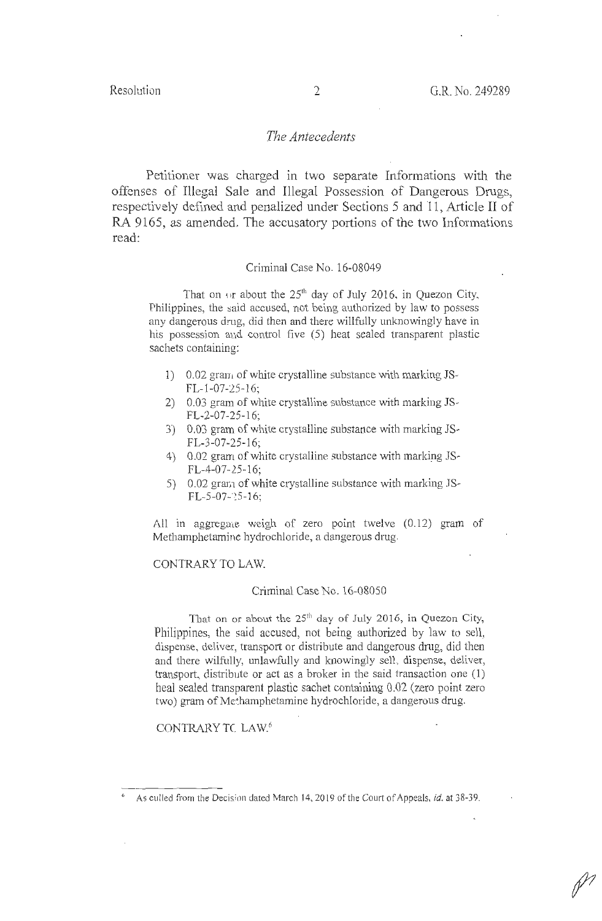## *The Antecedents*

Petitioner was charged in two separate Informations with the offenses of Illegal Sale and Illegal Possession of Dangerous Drugs, respectively defined and penalized under Sections 5 and 11, Article II of RA 9165, as amended. The accusatory portions of the two Informations read:

Criminal Case No. 16-08049

That on or about the 25th day of July 2016, in Quezon City, Philippines, the said accused, not being authorized by law to possess any dangerous drug, did then and there willfully unknowingly have in his possession and control five (5) heat sealed transparent plastic sachets containing:

1) 0.02 gram of white crystalline substance with marking JS-FL-1-07-25-16;
2) 0.03 gram of white crystalline substance with marking JS-FL-2-07-25-16;
3) 0.03 gram of white crystalline substance with marking JS-FL-3-07-25-16;
4) 0.02 gram of white crystalline substance with marking JS-FL-4-07-25-16;
5) 0.02 gram of white crystalline substance with marking JS-FL-5-07-25-16;

All in aggregate weigh of zero point twelve (0.12) gram of Methamphetamine hydrochloride, a dangerous drug.

CONTRARY TO LAW.

Criminal Case No. 16-08050

That on or about the 25th day of July 2016, in Quezon City, Philippines, the said accused, not being authorized by law to sell, dispense, deliver, transport or distribute and dangerous drug, did then and there wilfully, unlawfully and knowingly sell, dispense, deliver, transport, distribute or act as a broker in the said transaction one (1) heal sealed transparent plastic sachet containing 0.02 (zero point zero two) gram of Methamphetamine hydrochloride, a dangerous drug.

CONTRARY TO LAW.[6]

---

[6] As culled from the Decision dated March 14, 2019 of the Court of Appeals, *id.* at 38-39.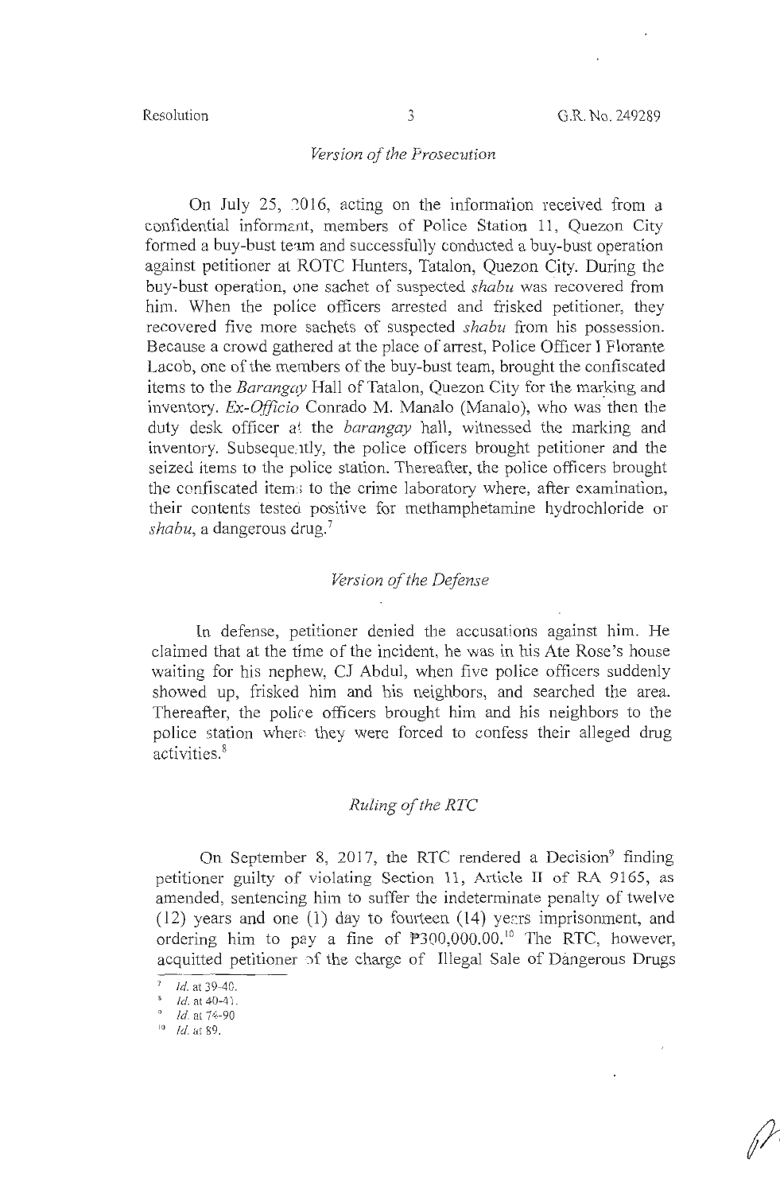*Version of the Prosecution*

On July 25, 2016, acting on the information received from a confidential informant, members of Police Station 11, Quezon City formed a buy-bust team and successfully conducted a buy-bust operation against petitioner at ROTC Hunters, Tatalon, Quezon City. During the buy-bust operation, one sachet of suspected *shabu* was recovered from him. When the police officers arrested and frisked petitioner, they recovered five more sachets of suspected *shabu* from his possession. Because a crowd gathered at the place of arrest, Police Officer I Florante Lacob, one of the members of the buy-bust team, brought the confiscated items to the *Barangay* Hall of Tatalon, Quezon City for the marking and inventory. *Ex-Officio* Conrado M. Manalo (Manalo), who was then the duty desk officer at the *barangay* hall, witnessed the marking and inventory. Subsequently, the police officers brought petitioner and the seized items to the police station. Thereafter, the police officers brought the confiscated items to the crime laboratory where, after examination, their contents tested positive for methamphetamine hydrochloride or *shabu*, a dangerous drug.[7]

*Version of the Defense*

In defense, petitioner denied the accusations against him. He claimed that at the time of the incident, he was in his Ate Rose's house waiting for his nephew, CJ Abdul, when five police officers suddenly showed up, frisked him and his neighbors, and searched the area. Thereafter, the police officers brought him and his neighbors to the police station where they were forced to confess their alleged drug activities.[8]

*Ruling of the RTC*

On September 8, 2017, the RTC rendered a Decision[9] finding petitioner guilty of violating Section 11, Article II of RA 9165, as amended, sentencing him to suffer the indeterminate penalty of twelve (12) years and one (1) day to fourteen (14) years imprisonment, and ordering him to pay a fine of ₱300,000.00.[10] The RTC, however, acquitted petitioner of the charge of Illegal Sale of Dangerous Drugs

---

[7] *Id.* at 39-40.

[8] *Id.* at 40-41.

[9] *Id.* at 74-90

[10] *Id.* at 89.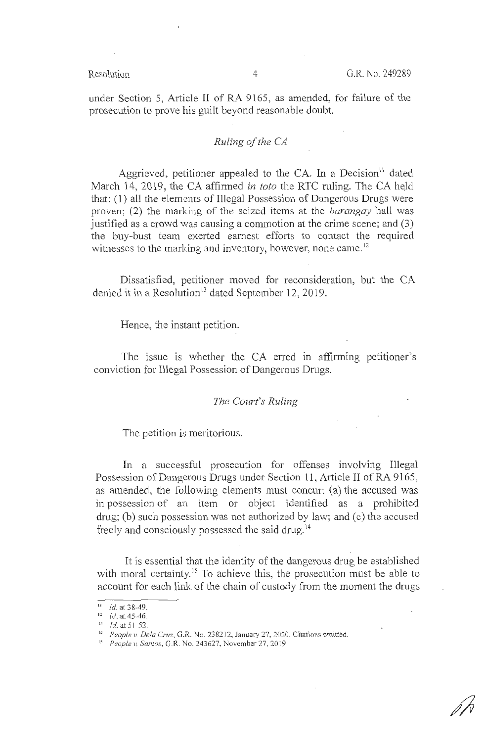under Section 5, Article II of RA 9165, as amended, for failure of the prosecution to prove his guilt beyond reasonable doubt.

### *Ruling of the CA*

Aggrieved, petitioner appealed to the CA. In a Decision[11] dated March 14, 2019, the CA affirmed *in toto* the RTC ruling. The CA held that: (1) all the elements of Illegal Possession of Dangerous Drugs were proven; (2) the marking of the seized items at the *barangay* hall was justified as a crowd was causing a commotion at the crime scene; and (3) the buy-bust team exerted earnest efforts to contact the required witnesses to the marking and inventory, however, none came.[12]

Dissatisfied, petitioner moved for reconsideration, but the CA denied it in a Resolution[13] dated September 12, 2019.

Hence, the instant petition.

The issue is whether the CA erred in affirming petitioner's conviction for Illegal Possession of Dangerous Drugs.

### *The Court's Ruling*

The petition is meritorious.

In a successful prosecution for offenses involving Illegal Possession of Dangerous Drugs under Section 11, Article II of RA 9165, as amended, the following elements must concur: (a) the accused was in possession of an item or object identified as a prohibited drug; (b) such possession was not authorized by law; and (c) the accused freely and consciously possessed the said drug.[14]

It is essential that the identity of the dangerous drug be established with moral certainty.[15] To achieve this, the prosecution must be able to account for each link of the chain of custody from the moment the drugs

---

[11] *Id.* at 38-49.

[12] *Id.* at 45-46.

[13] *Id.* at 51-52.

[14] *People v. Dela Cruz*, G.R. No. 238212, January 27, 2020. Citations omitted.

[15] *People v. Santos*, G.R. No. 243627, November 27, 2019.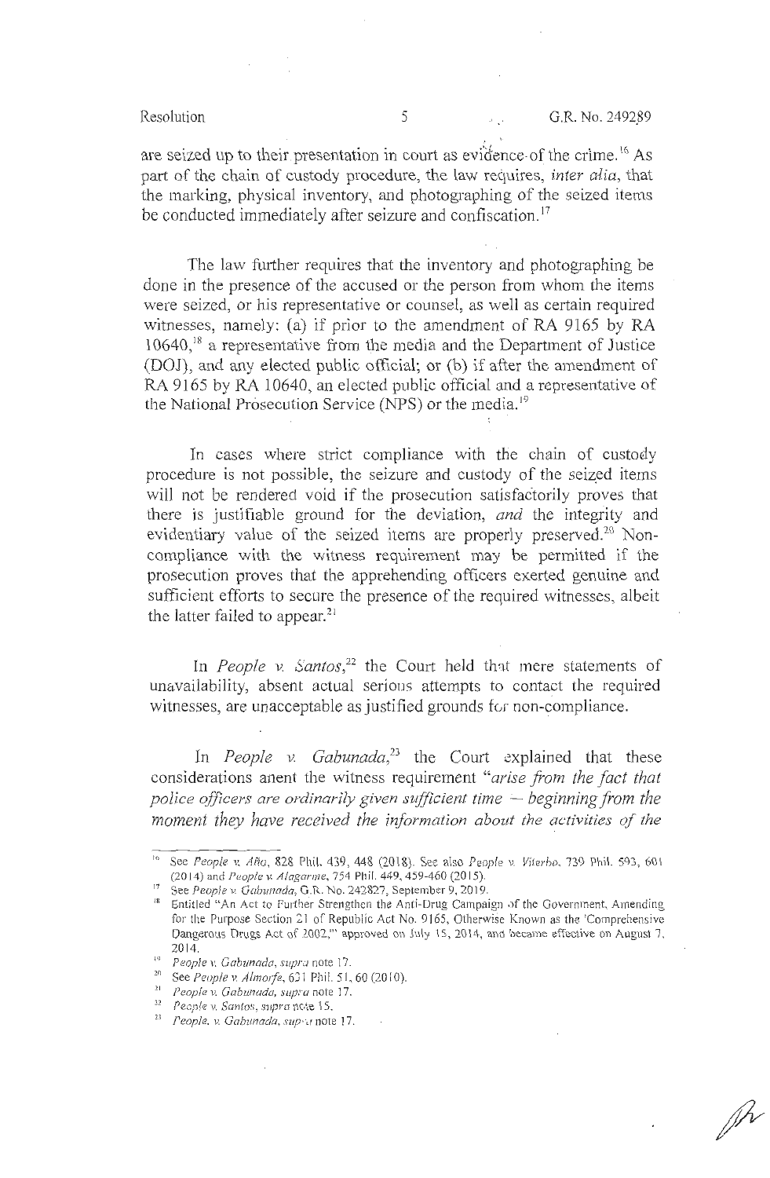are seized up to their presentation in court as evidence of the crime.[16] As part of the chain of custody procedure, the law requires, *inter alia*, that the marking, physical inventory, and photographing of the seized items be conducted immediately after seizure and confiscation.[17]

The law further requires that the inventory and photographing be done in the presence of the accused or the person from whom the items were seized, or his representative or counsel, as well as certain required witnesses, namely: (a) if prior to the amendment of RA 9165 by RA 10640,[18] a representative from the media and the Department of Justice (DOJ), and any elected public official; or (b) if after the amendment of RA 9165 by RA 10640, an elected public official and a representative of the National Prosecution Service (NPS) or the media.[19]

In cases where strict compliance with the chain of custody procedure is not possible, the seizure and custody of the seized items will not be rendered void if the prosecution satisfactorily proves that there is justifiable ground for the deviation, *and* the integrity and evidentiary value of the seized items are properly preserved.[20] Non-compliance with the witness requirement may be permitted if the prosecution proves that the apprehending officers exerted genuine and sufficient efforts to secure the presence of the required witnesses, albeit the latter failed to appear.[21]

In *People v. Santos*,[22] the Court held that mere statements of unavailability, absent actual serious attempts to contact the required witnesses, are unacceptable as justified grounds for non-compliance.

In *People v. Gabunada*,[23] the Court explained that these considerations anent the witness requirement "*arise from the fact that police officers are ordinarily given sufficient time — beginning from the moment they have received the information about the activities of the*

---

[16] See *People v. Año*, 828 Phil. 439, 448 (2018). See also *People v. Viterbo*, 739 Phil. 593, 601 (2014) and *People v. Alagarme*, 754 Phil. 449, 459-460 (2015).

[17] See *People v. Gabunada*, G.R. No. 242827, September 9, 2019.

[18] Entitled "An Act to Further Strengthen the Anti-Drug Campaign of the Government, Amending for the Purpose Section 21 of Republic Act No. 9165, Otherwise Known as the 'Comprehensive Dangerous Drugs Act of 2002,'" approved on July 15, 2014, and became effective on August 7, 2014.

[19] *People v. Gabunada*, *supra* note 17.

[20] See *People v. Almorfe*, 631 Phil. 51, 60 (2010).

[21] *People v. Gabunada*, *supra* note 17.

[22] *People v. Santos*, *supra* note 15.

[23] *People. v. Gabunada*, *supra* note 17.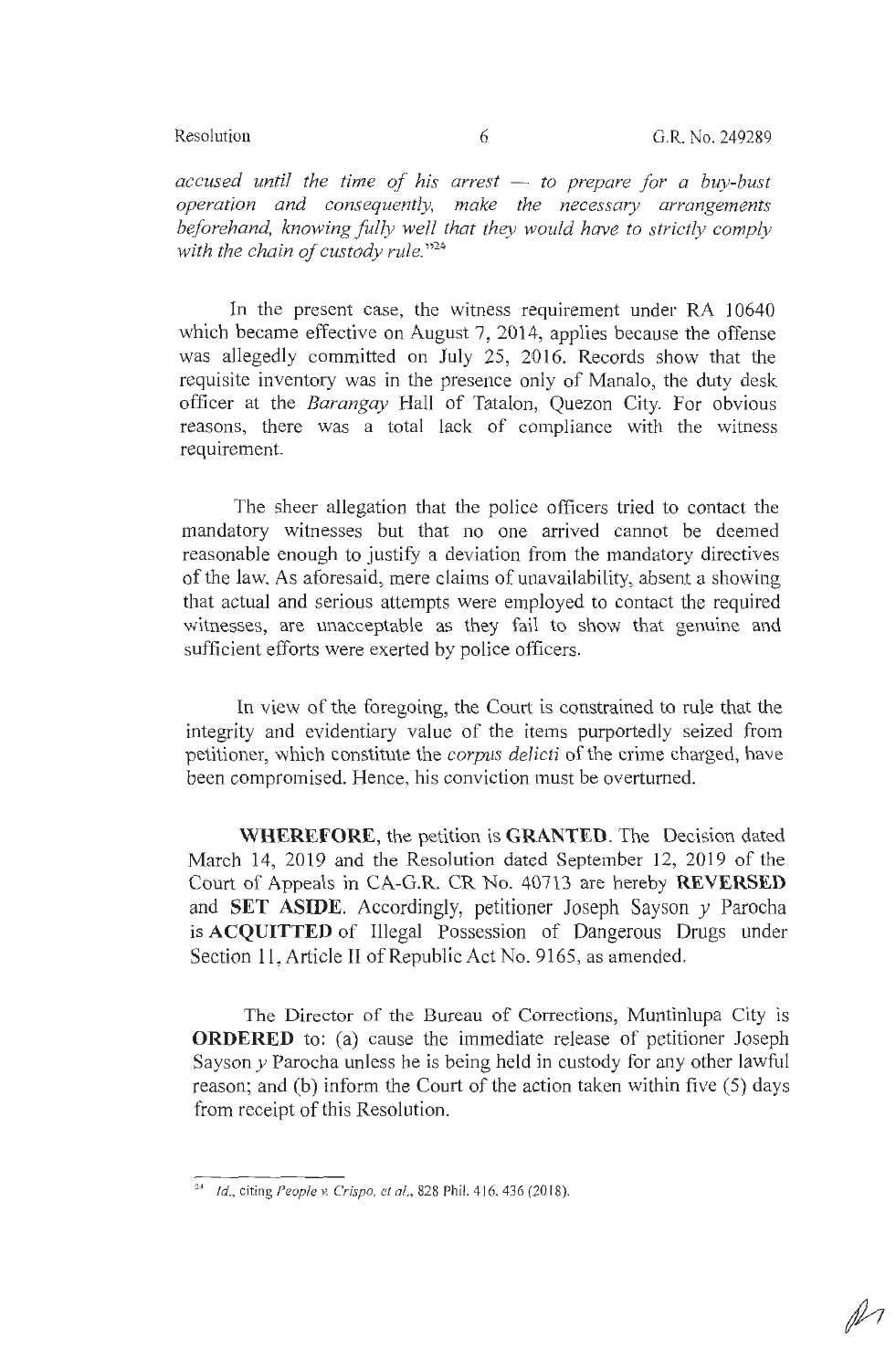*accused until the time of his arrest — to prepare for a buy-bust operation and consequently, make the necessary arrangements beforehand, knowing fully well that they would have to strictly comply with the chain of custody rule.*"[24]

In the present case, the witness requirement under RA 10640 which became effective on August 7, 2014, applies because the offense was allegedly committed on July 25, 2016. Records show that the requisite inventory was in the presence only of Manalo, the duty desk officer at the *Barangay* Hall of Tatalon, Quezon City. For obvious reasons, there was a total lack of compliance with the witness requirement.

The sheer allegation that the police officers tried to contact the mandatory witnesses but that no one arrived cannot be deemed reasonable enough to justify a deviation from the mandatory directives of the law. As aforesaid, mere claims of unavailability, absent a showing that actual and serious attempts were employed to contact the required witnesses, are unacceptable as they fail to show that genuine and sufficient efforts were exerted by police officers.

In view of the foregoing, the Court is constrained to rule that the integrity and evidentiary value of the items purportedly seized from petitioner, which constitute the *corpus delicti* of the crime charged, have been compromised. Hence, his conviction must be overturned.

**WHEREFORE**, the petition is **GRANTED**. The Decision dated March 14, 2019 and the Resolution dated September 12, 2019 of the Court of Appeals in CA-G.R. CR No. 40713 are hereby **REVERSED** and **SET ASIDE**. Accordingly, petitioner Joseph Sayson *y* Parocha is **ACQUITTED** of Illegal Possession of Dangerous Drugs under Section 11, Article II of Republic Act No. 9165, as amended.

The Director of the Bureau of Corrections, Muntinlupa City is **ORDERED** to: (a) cause the immediate release of petitioner Joseph Sayson *y* Parocha unless he is being held in custody for any other lawful reason; and (b) inform the Court of the action taken within five (5) days from receipt of this Resolution.

---

[24] *Id.*, citing *People v. Crispo, et al.*, 828 Phil. 416, 436 (2018).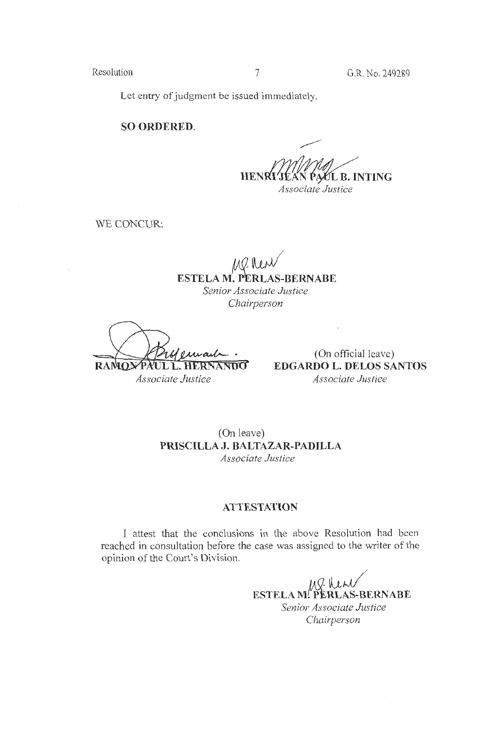Let entry of judgment be issued immediately.

**SO ORDERED.**

**HENRI JEAN PAUL B. INTING**
*Associate Justice*

WE CONCUR:

**ESTELA M. PERLAS-BERNABE**
*Senior Associate Justice*
*Chairperson*

**RAMON PAUL L. HERNANDO**
*Associate Justice*

(On official leave)
**EDGARDO L. DELOS SANTOS**
*Associate Justice*

(On leave)
**PRISCILLA J. BALTAZAR-PADILLA**
*Associate Justice*

**ATTESTATION**

I attest that the conclusions in the above Resolution had been reached in consultation before the case was assigned to the writer of the opinion of the Court's Division.

**ESTELA M. PERLAS-BERNABE**
*Senior Associate Justice*
*Chairperson*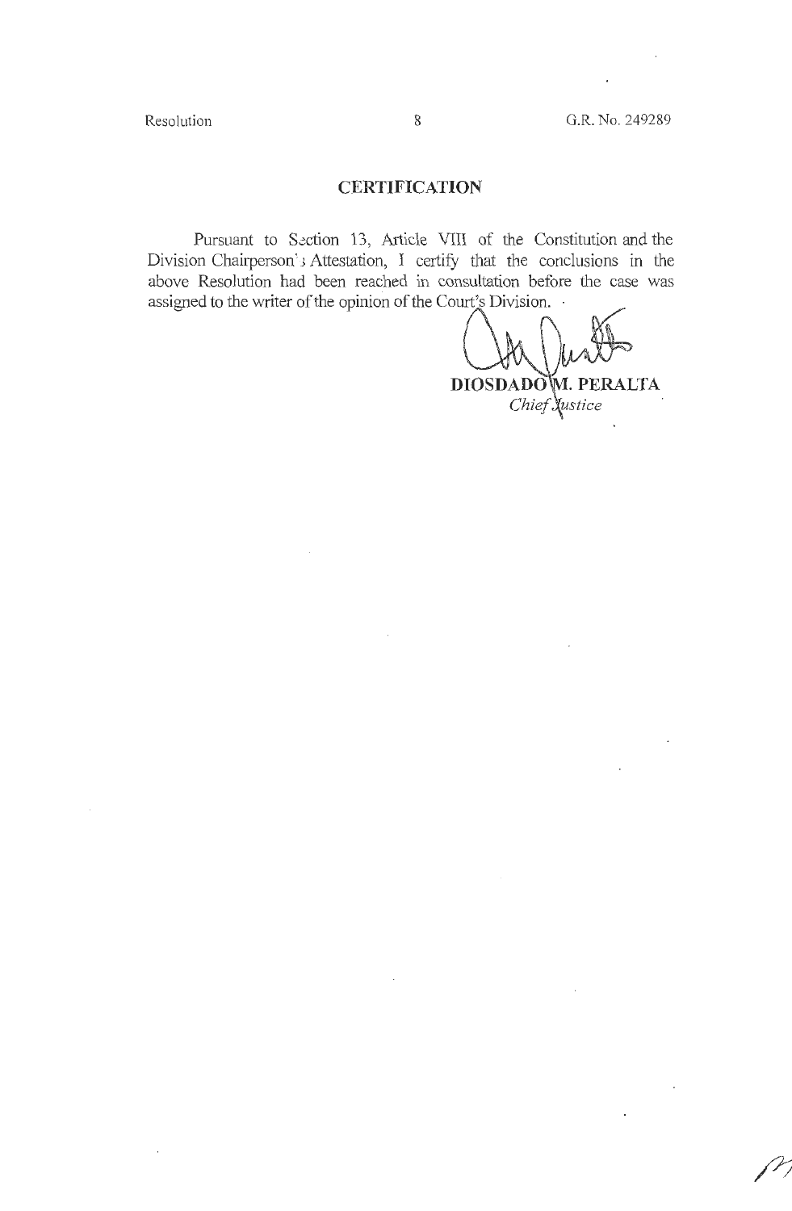## CERTIFICATION

Pursuant to Section 13, Article VIII of the Constitution and the Division Chairperson's Attestation, I certify that the conclusions in the above Resolution had been reached in consultation before the case was assigned to the writer of the opinion of the Court's Division.

**DIOSDADO M. PERALTA**
*Chief Justice*